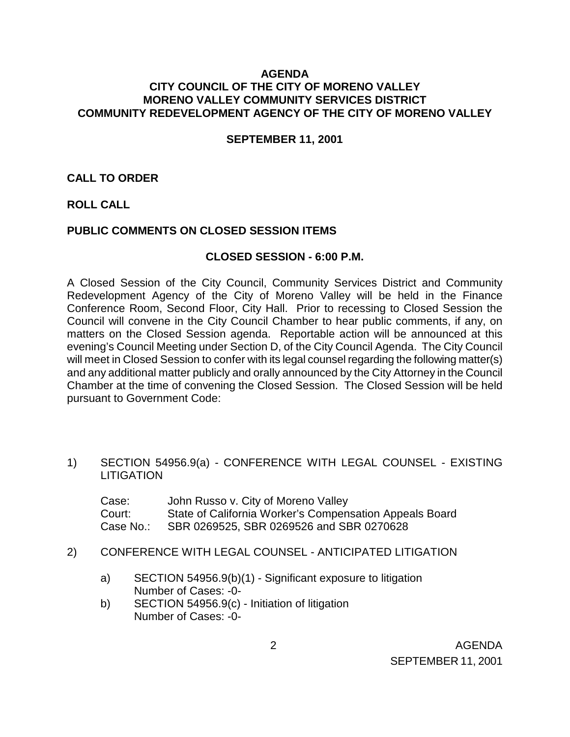**AGENDA**
**CITY COUNCIL OF THE CITY OF MORENO VALLEY**
**MORENO VALLEY COMMUNITY SERVICES DISTRICT**
**COMMUNITY REDEVELOPMENT AGENCY OF THE CITY OF MORENO VALLEY**

**SEPTEMBER 11, 2001**

**CALL TO ORDER**

**ROLL CALL**

**PUBLIC COMMENTS ON CLOSED SESSION ITEMS**

**CLOSED SESSION - 6:00 P.M.**

A Closed Session of the City Council, Community Services District and Community Redevelopment Agency of the City of Moreno Valley will be held in the Finance Conference Room, Second Floor, City Hall. Prior to recessing to Closed Session the Council will convene in the City Council Chamber to hear public comments, if any, on matters on the Closed Session agenda. Reportable action will be announced at this evening's Council Meeting under Section D, of the City Council Agenda. The City Council will meet in Closed Session to confer with its legal counsel regarding the following matter(s) and any additional matter publicly and orally announced by the City Attorney in the Council Chamber at the time of convening the Closed Session. The Closed Session will be held pursuant to Government Code:

1) SECTION 54956.9(a) - CONFERENCE WITH LEGAL COUNSEL - EXISTING LITIGATION

   Case: John Russo v. City of Moreno Valley
   Court: State of California Worker's Compensation Appeals Board
   Case No.: SBR 0269525, SBR 0269526 and SBR 0270628

2) CONFERENCE WITH LEGAL COUNSEL - ANTICIPATED LITIGATION

   a) SECTION 54956.9(b)(1) - Significant exposure to litigation
      Number of Cases: -0-
   b) SECTION 54956.9(c) - Initiation of litigation
      Number of Cases: -0-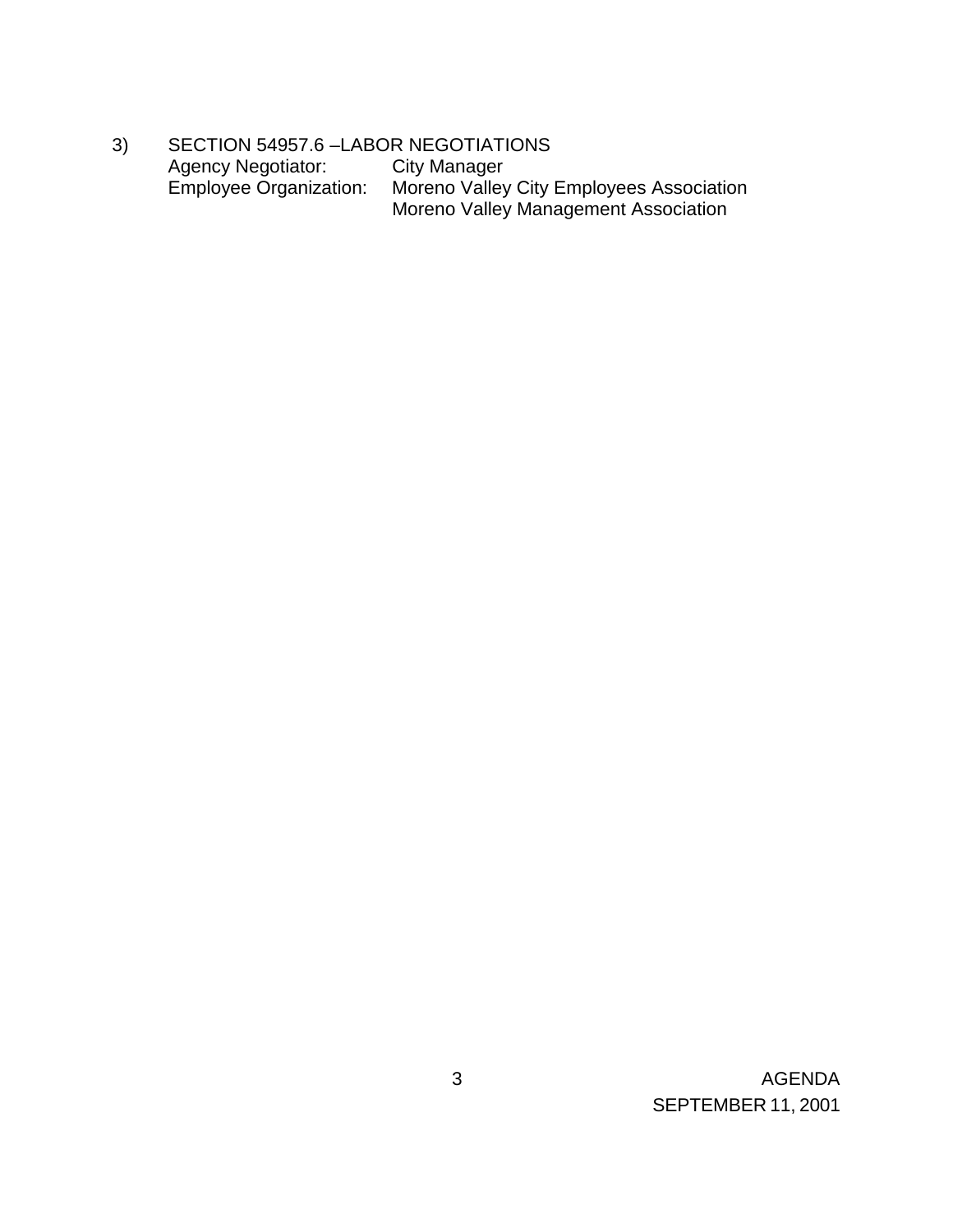3) SECTION 54957.6 –LABOR NEGOTIATIONS

Agency Negotiator: City Manager

Employee Organization: Moreno Valley City Employees Association
Moreno Valley Management Association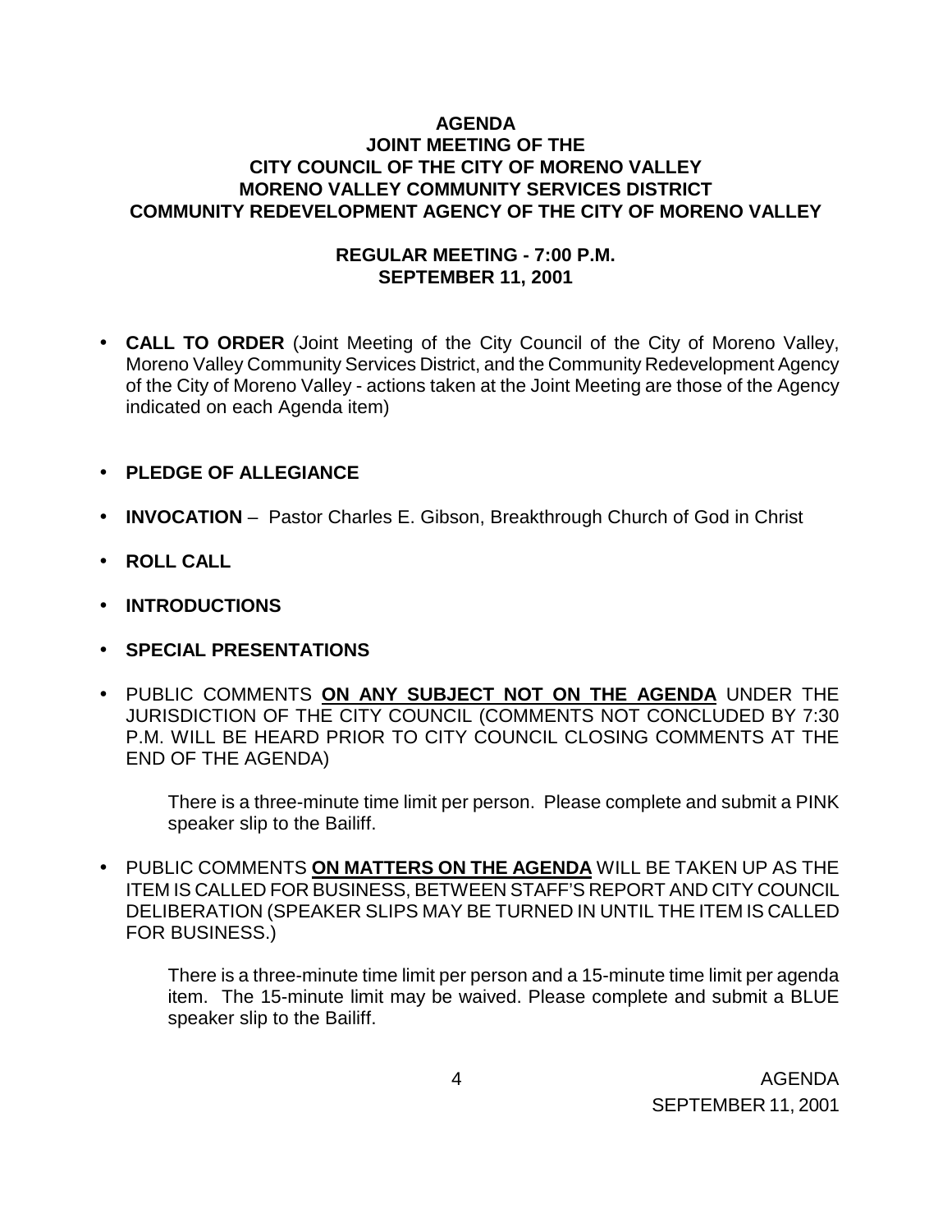# AGENDA
## JOINT MEETING OF THE
## CITY COUNCIL OF THE CITY OF MORENO VALLEY
## MORENO VALLEY COMMUNITY SERVICES DISTRICT
## COMMUNITY REDEVELOPMENT AGENCY OF THE CITY OF MORENO VALLEY

### REGULAR MEETING - 7:00 P.M.
### SEPTEMBER 11, 2001

- **CALL TO ORDER** (Joint Meeting of the City Council of the City of Moreno Valley, Moreno Valley Community Services District, and the Community Redevelopment Agency of the City of Moreno Valley - actions taken at the Joint Meeting are those of the Agency indicated on each Agenda item)

- **PLEDGE OF ALLEGIANCE**

- **INVOCATION** – Pastor Charles E. Gibson, Breakthrough Church of God in Christ

- **ROLL CALL**

- **INTRODUCTIONS**

- **SPECIAL PRESENTATIONS**

- PUBLIC COMMENTS **ON ANY SUBJECT NOT ON THE AGENDA** UNDER THE JURISDICTION OF THE CITY COUNCIL (COMMENTS NOT CONCLUDED BY 7:30 P.M. WILL BE HEARD PRIOR TO CITY COUNCIL CLOSING COMMENTS AT THE END OF THE AGENDA)

  There is a three-minute time limit per person. Please complete and submit a PINK speaker slip to the Bailiff.

- PUBLIC COMMENTS **ON MATTERS ON THE AGENDA** WILL BE TAKEN UP AS THE ITEM IS CALLED FOR BUSINESS, BETWEEN STAFF'S REPORT AND CITY COUNCIL DELIBERATION (SPEAKER SLIPS MAY BE TURNED IN UNTIL THE ITEM IS CALLED FOR BUSINESS.)

  There is a three-minute time limit per person and a 15-minute time limit per agenda item. The 15-minute limit may be waived. Please complete and submit a BLUE speaker slip to the Bailiff.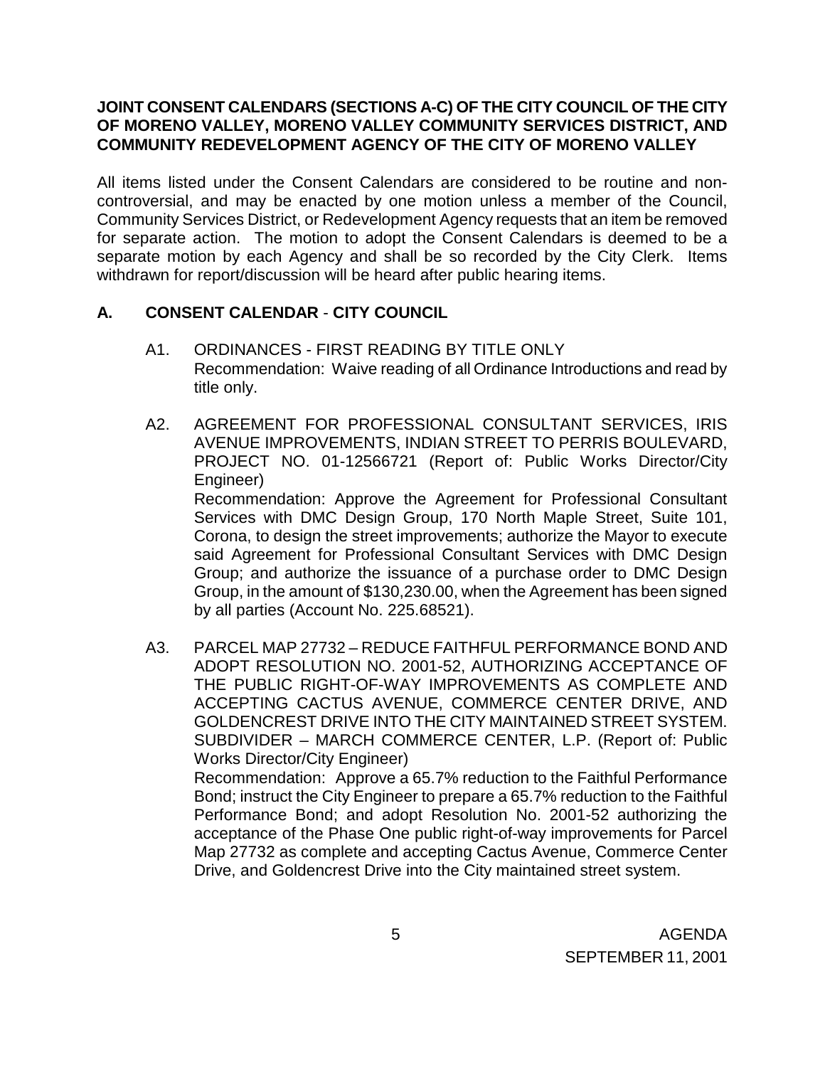**JOINT CONSENT CALENDARS (SECTIONS A-C) OF THE CITY COUNCIL OF THE CITY OF MORENO VALLEY, MORENO VALLEY COMMUNITY SERVICES DISTRICT, AND COMMUNITY REDEVELOPMENT AGENCY OF THE CITY OF MORENO VALLEY**

All items listed under the Consent Calendars are considered to be routine and non-controversial, and may be enacted by one motion unless a member of the Council, Community Services District, or Redevelopment Agency requests that an item be removed for separate action. The motion to adopt the Consent Calendars is deemed to be a separate motion by each Agency and shall be so recorded by the City Clerk. Items withdrawn for report/discussion will be heard after public hearing items.

## A. CONSENT CALENDAR - CITY COUNCIL

A1. ORDINANCES - FIRST READING BY TITLE ONLY
Recommendation: Waive reading of all Ordinance Introductions and read by title only.

A2. AGREEMENT FOR PROFESSIONAL CONSULTANT SERVICES, IRIS AVENUE IMPROVEMENTS, INDIAN STREET TO PERRIS BOULEVARD, PROJECT NO. 01-12566721 (Report of: Public Works Director/City Engineer)
Recommendation: Approve the Agreement for Professional Consultant Services with DMC Design Group, 170 North Maple Street, Suite 101, Corona, to design the street improvements; authorize the Mayor to execute said Agreement for Professional Consultant Services with DMC Design Group; and authorize the issuance of a purchase order to DMC Design Group, in the amount of $130,230.00, when the Agreement has been signed by all parties (Account No. 225.68521).

A3. PARCEL MAP 27732 – REDUCE FAITHFUL PERFORMANCE BOND AND ADOPT RESOLUTION NO. 2001-52, AUTHORIZING ACCEPTANCE OF THE PUBLIC RIGHT-OF-WAY IMPROVEMENTS AS COMPLETE AND ACCEPTING CACTUS AVENUE, COMMERCE CENTER DRIVE, AND GOLDENCREST DRIVE INTO THE CITY MAINTAINED STREET SYSTEM. SUBDIVIDER – MARCH COMMERCE CENTER, L.P. (Report of: Public Works Director/City Engineer)
Recommendation: Approve a 65.7% reduction to the Faithful Performance Bond; instruct the City Engineer to prepare a 65.7% reduction to the Faithful Performance Bond; and adopt Resolution No. 2001-52 authorizing the acceptance of the Phase One public right-of-way improvements for Parcel Map 27732 as complete and accepting Cactus Avenue, Commerce Center Drive, and Goldencrest Drive into the City maintained street system.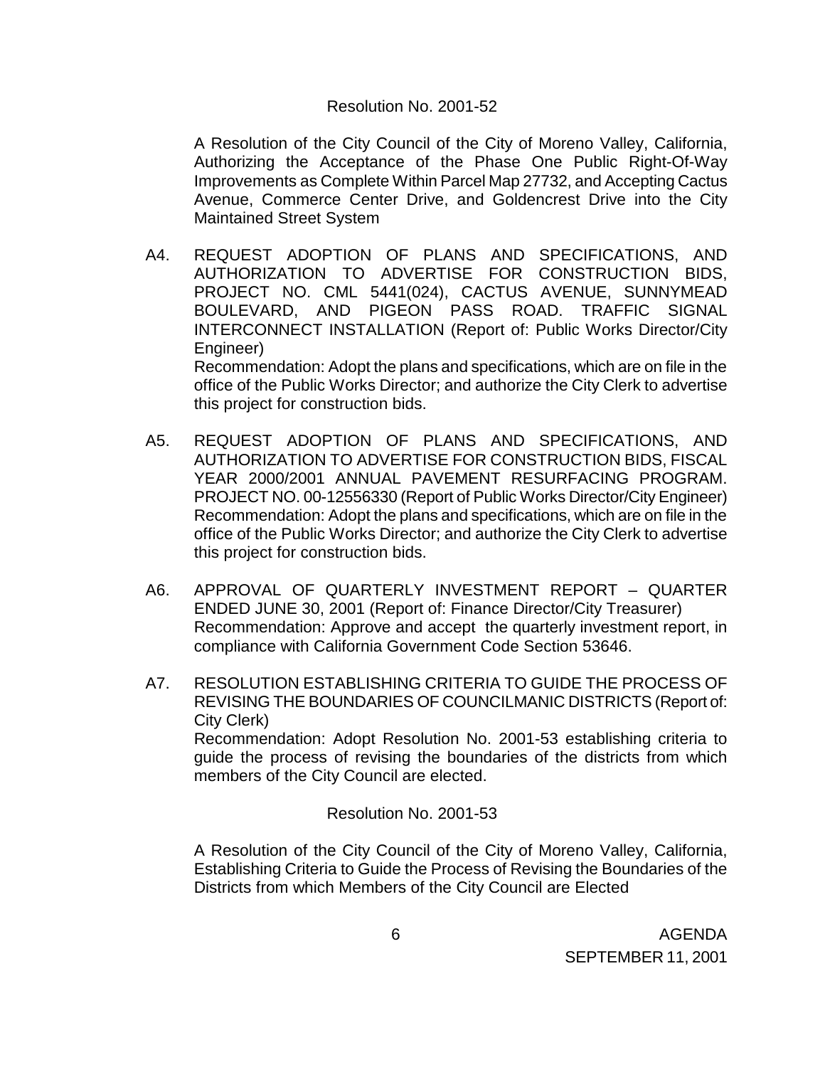Resolution No. 2001-52

A Resolution of the City Council of the City of Moreno Valley, California, Authorizing the Acceptance of the Phase One Public Right-Of-Way Improvements as Complete Within Parcel Map 27732, and Accepting Cactus Avenue, Commerce Center Drive, and Goldencrest Drive into the City Maintained Street System

A4. REQUEST ADOPTION OF PLANS AND SPECIFICATIONS, AND AUTHORIZATION TO ADVERTISE FOR CONSTRUCTION BIDS, PROJECT NO. CML 5441(024), CACTUS AVENUE, SUNNYMEAD BOULEVARD, AND PIGEON PASS ROAD. TRAFFIC SIGNAL INTERCONNECT INSTALLATION (Report of: Public Works Director/City Engineer)
Recommendation: Adopt the plans and specifications, which are on file in the office of the Public Works Director; and authorize the City Clerk to advertise this project for construction bids.

A5. REQUEST ADOPTION OF PLANS AND SPECIFICATIONS, AND AUTHORIZATION TO ADVERTISE FOR CONSTRUCTION BIDS, FISCAL YEAR 2000/2001 ANNUAL PAVEMENT RESURFACING PROGRAM. PROJECT NO. 00-12556330 (Report of Public Works Director/City Engineer)
Recommendation: Adopt the plans and specifications, which are on file in the office of the Public Works Director; and authorize the City Clerk to advertise this project for construction bids.

A6. APPROVAL OF QUARTERLY INVESTMENT REPORT – QUARTER ENDED JUNE 30, 2001 (Report of: Finance Director/City Treasurer)
Recommendation: Approve and accept the quarterly investment report, in compliance with California Government Code Section 53646.

A7. RESOLUTION ESTABLISHING CRITERIA TO GUIDE THE PROCESS OF REVISING THE BOUNDARIES OF COUNCILMANIC DISTRICTS (Report of: City Clerk)
Recommendation: Adopt Resolution No. 2001-53 establishing criteria to guide the process of revising the boundaries of the districts from which members of the City Council are elected.

Resolution No. 2001-53

A Resolution of the City Council of the City of Moreno Valley, California, Establishing Criteria to Guide the Process of Revising the Boundaries of the Districts from which Members of the City Council are Elected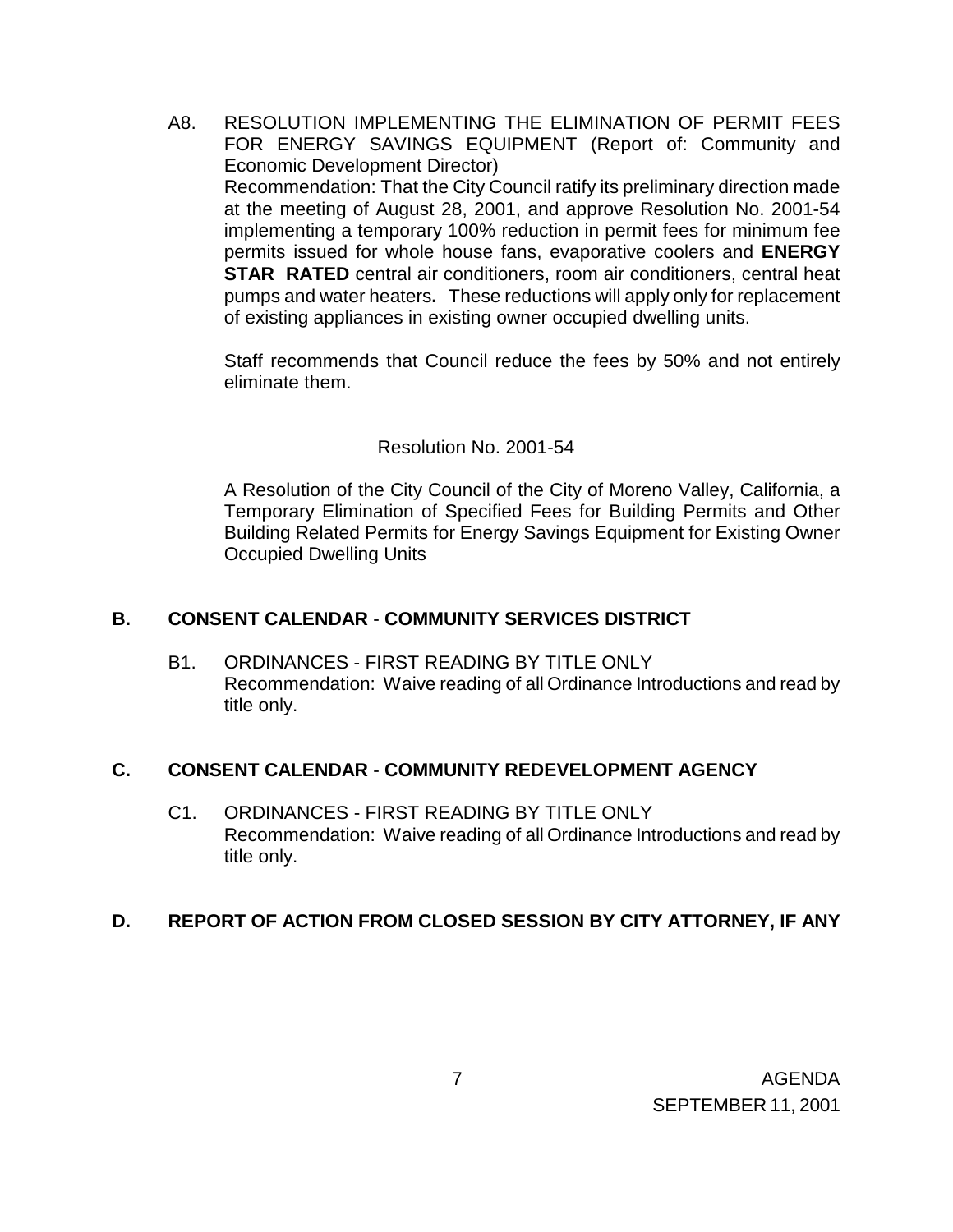A8. RESOLUTION IMPLEMENTING THE ELIMINATION OF PERMIT FEES FOR ENERGY SAVINGS EQUIPMENT (Report of: Community and Economic Development Director)

Recommendation: That the City Council ratify its preliminary direction made at the meeting of August 28, 2001, and approve Resolution No. 2001-54 implementing a temporary 100% reduction in permit fees for minimum fee permits issued for whole house fans, evaporative coolers and **ENERGY STAR RATED** central air conditioners, room air conditioners, central heat pumps and water heaters**.** These reductions will apply only for replacement of existing appliances in existing owner occupied dwelling units.

Staff recommends that Council reduce the fees by 50% and not entirely eliminate them.

Resolution No. 2001-54

A Resolution of the City Council of the City of Moreno Valley, California, a Temporary Elimination of Specified Fees for Building Permits and Other Building Related Permits for Energy Savings Equipment for Existing Owner Occupied Dwelling Units

## B. CONSENT CALENDAR - COMMUNITY SERVICES DISTRICT

B1. ORDINANCES - FIRST READING BY TITLE ONLY

Recommendation: Waive reading of all Ordinance Introductions and read by title only.

## C. CONSENT CALENDAR - COMMUNITY REDEVELOPMENT AGENCY

C1. ORDINANCES - FIRST READING BY TITLE ONLY

Recommendation: Waive reading of all Ordinance Introductions and read by title only.

## D. REPORT OF ACTION FROM CLOSED SESSION BY CITY ATTORNEY, IF ANY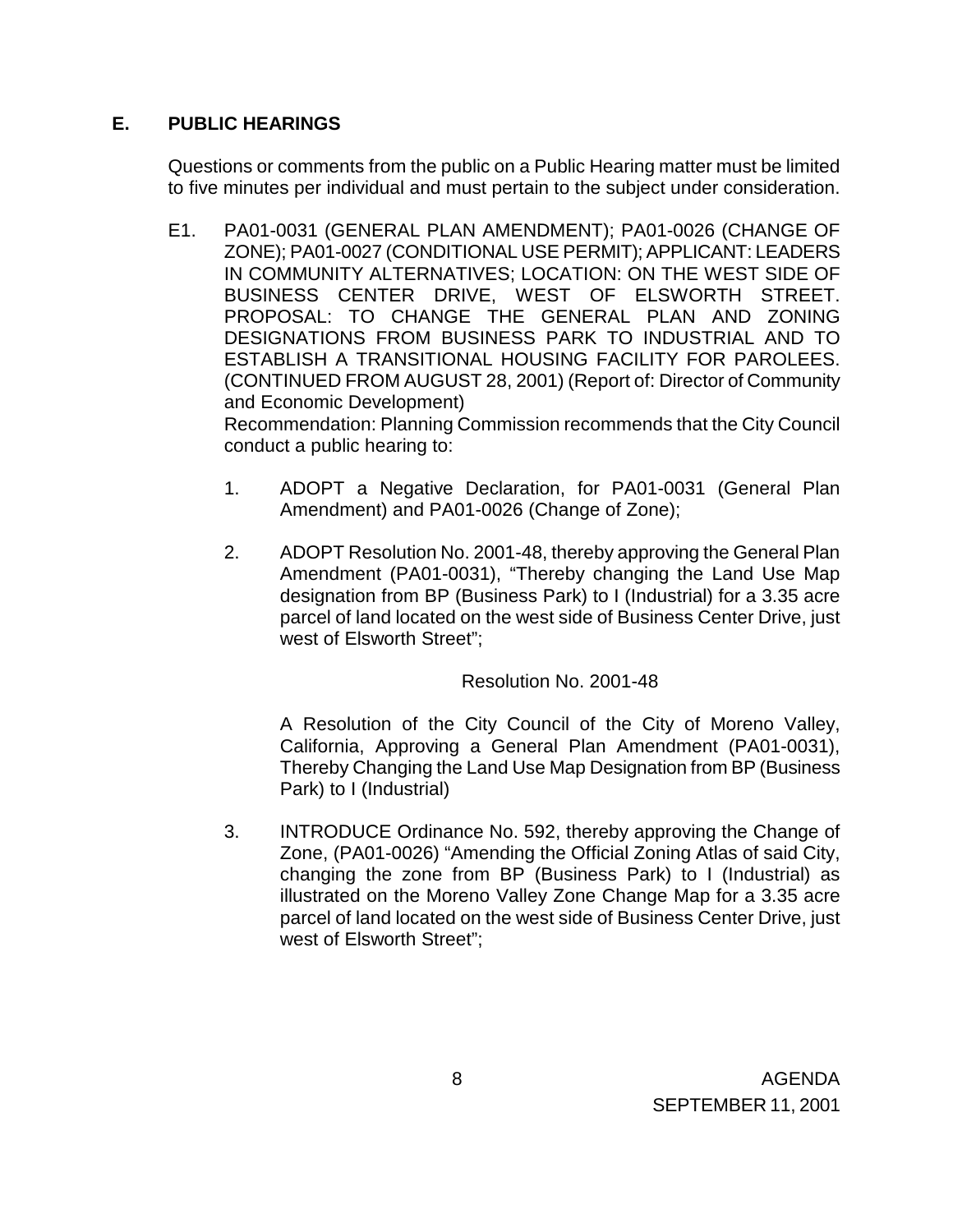## E. PUBLIC HEARINGS

Questions or comments from the public on a Public Hearing matter must be limited to five minutes per individual and must pertain to the subject under consideration.

E1. PA01-0031 (GENERAL PLAN AMENDMENT); PA01-0026 (CHANGE OF ZONE); PA01-0027 (CONDITIONAL USE PERMIT); APPLICANT: LEADERS IN COMMUNITY ALTERNATIVES; LOCATION: ON THE WEST SIDE OF BUSINESS CENTER DRIVE, WEST OF ELSWORTH STREET. PROPOSAL: TO CHANGE THE GENERAL PLAN AND ZONING DESIGNATIONS FROM BUSINESS PARK TO INDUSTRIAL AND TO ESTABLISH A TRANSITIONAL HOUSING FACILITY FOR PAROLEES. (CONTINUED FROM AUGUST 28, 2001) (Report of: Director of Community and Economic Development)

Recommendation: Planning Commission recommends that the City Council conduct a public hearing to:

1. ADOPT a Negative Declaration, for PA01-0031 (General Plan Amendment) and PA01-0026 (Change of Zone);

2. ADOPT Resolution No. 2001-48, thereby approving the General Plan Amendment (PA01-0031), "Thereby changing the Land Use Map designation from BP (Business Park) to I (Industrial) for a 3.35 acre parcel of land located on the west side of Business Center Drive, just west of Elsworth Street";

   Resolution No. 2001-48

   A Resolution of the City Council of the City of Moreno Valley, California, Approving a General Plan Amendment (PA01-0031), Thereby Changing the Land Use Map Designation from BP (Business Park) to I (Industrial)

3. INTRODUCE Ordinance No. 592, thereby approving the Change of Zone, (PA01-0026) "Amending the Official Zoning Atlas of said City, changing the zone from BP (Business Park) to I (Industrial) as illustrated on the Moreno Valley Zone Change Map for a 3.35 acre parcel of land located on the west side of Business Center Drive, just west of Elsworth Street";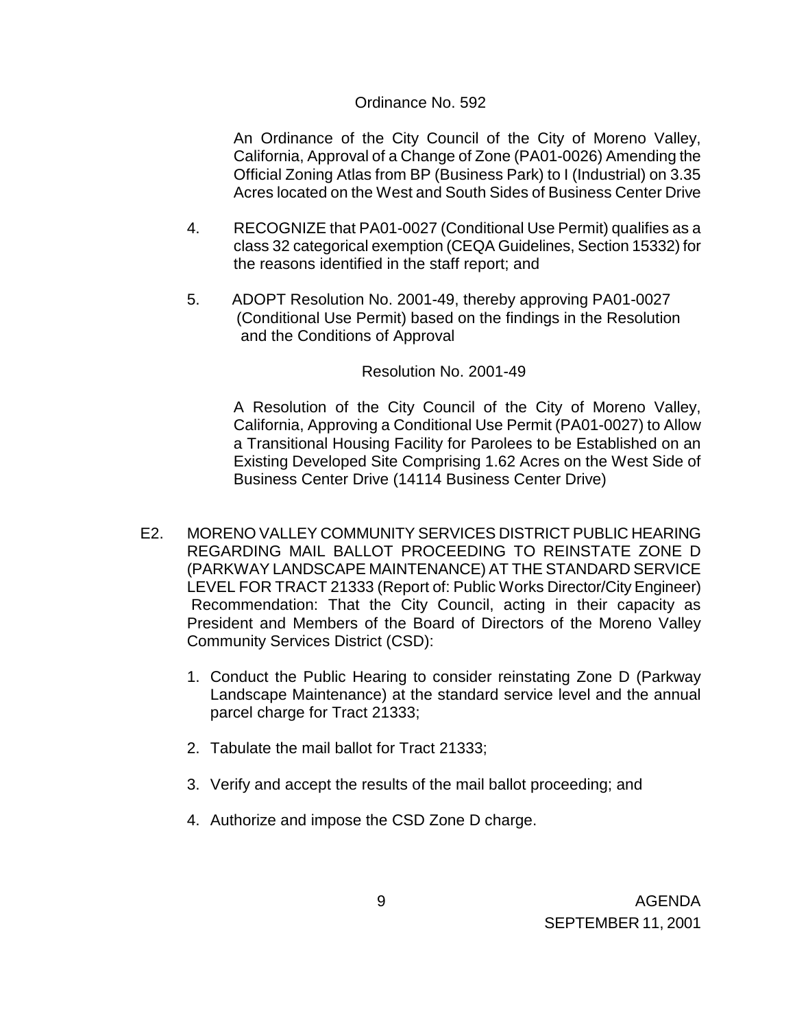Ordinance No. 592

An Ordinance of the City Council of the City of Moreno Valley, California, Approval of a Change of Zone (PA01-0026) Amending the Official Zoning Atlas from BP (Business Park) to I (Industrial) on 3.35 Acres located on the West and South Sides of Business Center Drive

4. RECOGNIZE that PA01-0027 (Conditional Use Permit) qualifies as a class 32 categorical exemption (CEQA Guidelines, Section 15332) for the reasons identified in the staff report; and

5. ADOPT Resolution No. 2001-49, thereby approving PA01-0027 (Conditional Use Permit) based on the findings in the Resolution and the Conditions of Approval

Resolution No. 2001-49

A Resolution of the City Council of the City of Moreno Valley, California, Approving a Conditional Use Permit (PA01-0027) to Allow a Transitional Housing Facility for Parolees to be Established on an Existing Developed Site Comprising 1.62 Acres on the West Side of Business Center Drive (14114 Business Center Drive)

E2. MORENO VALLEY COMMUNITY SERVICES DISTRICT PUBLIC HEARING REGARDING MAIL BALLOT PROCEEDING TO REINSTATE ZONE D (PARKWAY LANDSCAPE MAINTENANCE) AT THE STANDARD SERVICE LEVEL FOR TRACT 21333 (Report of: Public Works Director/City Engineer) Recommendation: That the City Council, acting in their capacity as President and Members of the Board of Directors of the Moreno Valley Community Services District (CSD):

1. Conduct the Public Hearing to consider reinstating Zone D (Parkway Landscape Maintenance) at the standard service level and the annual parcel charge for Tract 21333;
2. Tabulate the mail ballot for Tract 21333;
3. Verify and accept the results of the mail ballot proceeding; and
4. Authorize and impose the CSD Zone D charge.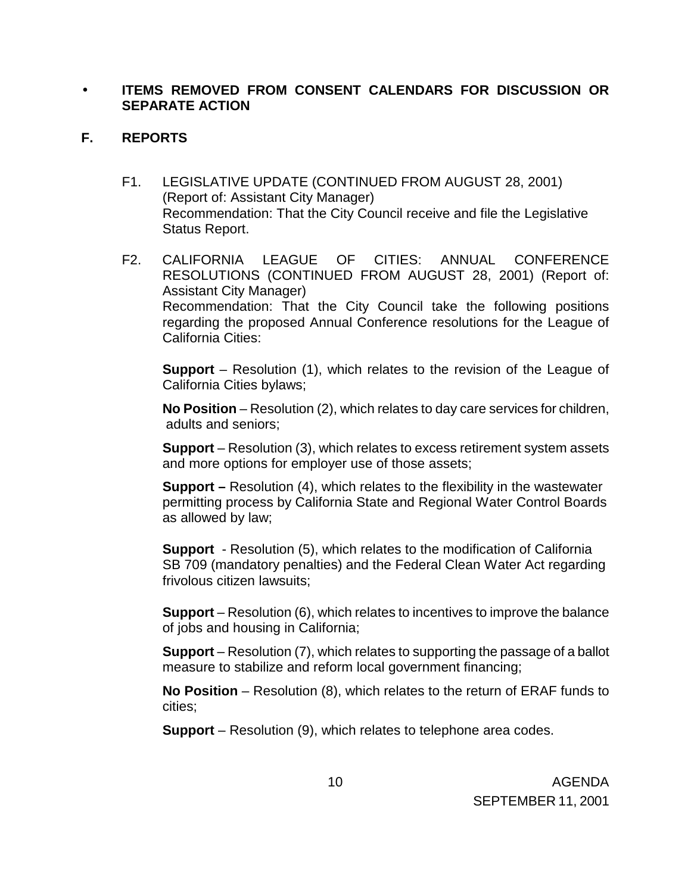- **ITEMS REMOVED FROM CONSENT CALENDARS FOR DISCUSSION OR SEPARATE ACTION**

## F. REPORTS

F1. LEGISLATIVE UPDATE (CONTINUED FROM AUGUST 28, 2001) (Report of: Assistant City Manager)
Recommendation: That the City Council receive and file the Legislative Status Report.

F2. CALIFORNIA LEAGUE OF CITIES: ANNUAL CONFERENCE RESOLUTIONS (CONTINUED FROM AUGUST 28, 2001) (Report of: Assistant City Manager)
Recommendation: That the City Council take the following positions regarding the proposed Annual Conference resolutions for the League of California Cities:

**Support** – Resolution (1), which relates to the revision of the League of California Cities bylaws;

**No Position** – Resolution (2), which relates to day care services for children, adults and seniors;

**Support** – Resolution (3), which relates to excess retirement system assets and more options for employer use of those assets;

**Support –** Resolution (4), which relates to the flexibility in the wastewater permitting process by California State and Regional Water Control Boards as allowed by law;

**Support** - Resolution (5), which relates to the modification of California SB 709 (mandatory penalties) and the Federal Clean Water Act regarding frivolous citizen lawsuits;

**Support** – Resolution (6), which relates to incentives to improve the balance of jobs and housing in California;

**Support** – Resolution (7), which relates to supporting the passage of a ballot measure to stabilize and reform local government financing;

**No Position** – Resolution (8), which relates to the return of ERAF funds to cities;

**Support** – Resolution (9), which relates to telephone area codes.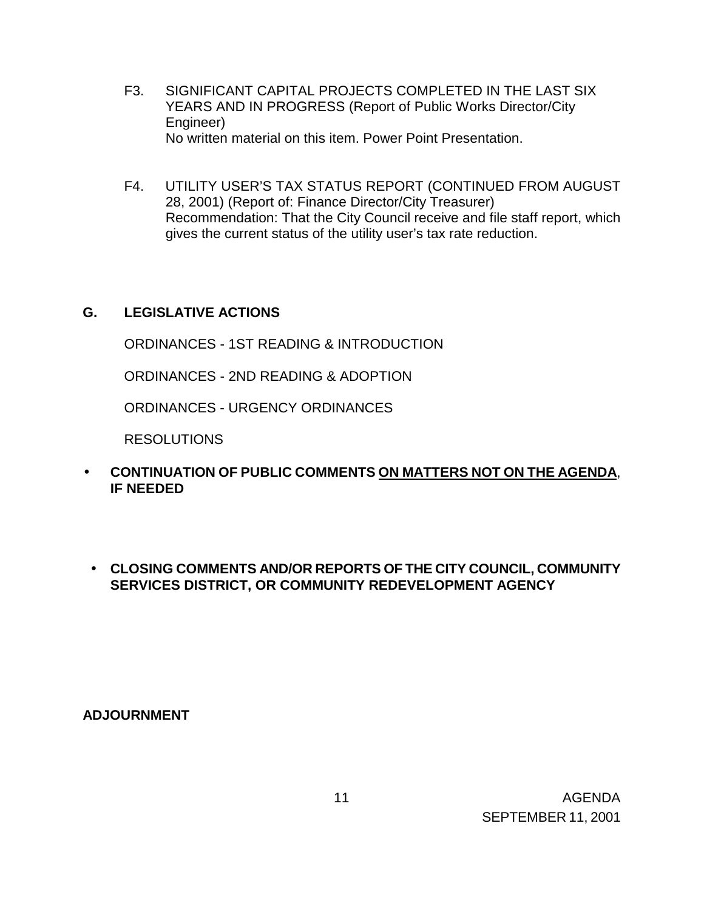F3. SIGNIFICANT CAPITAL PROJECTS COMPLETED IN THE LAST SIX YEARS AND IN PROGRESS (Report of Public Works Director/City Engineer)
No written material on this item. Power Point Presentation.

F4. UTILITY USER'S TAX STATUS REPORT (CONTINUED FROM AUGUST 28, 2001) (Report of: Finance Director/City Treasurer)
Recommendation: That the City Council receive and file staff report, which gives the current status of the utility user's tax rate reduction.

## G. LEGISLATIVE ACTIONS

ORDINANCES - 1ST READING & INTRODUCTION

ORDINANCES - 2ND READING & ADOPTION

ORDINANCES - URGENCY ORDINANCES

RESOLUTIONS

- **CONTINUATION OF PUBLIC COMMENTS ON MATTERS NOT ON THE AGENDA, IF NEEDED**

- **CLOSING COMMENTS AND/OR REPORTS OF THE CITY COUNCIL, COMMUNITY SERVICES DISTRICT, OR COMMUNITY REDEVELOPMENT AGENCY**

**ADJOURNMENT**